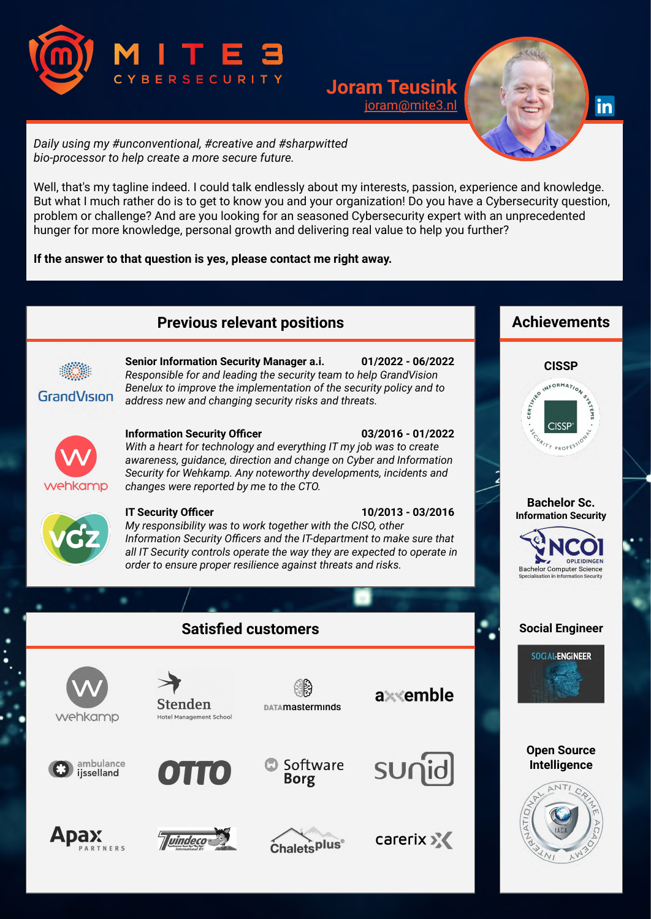MITE3 CYBERSECURITY

# Joram Teusink

joram@mite3.nl

*Daily using my #unconventional, #creative and #sharpwitted bio-processor to help create a more secure future.*

Well, that's my tagline indeed. I could talk endlessly about my interests, passion, experience and knowledge. But what I much rather do is to get to know you and your organization! Do you have a Cybersecurity question, problem or challenge? And are you looking for an seasoned Cybersecurity expert with an unprecedented hunger for more knowledge, personal growth and delivering real value to help you further?

**If the answer to that question is yes, please contact me right away.**

## Previous relevant positions

GrandVision

**Senior Information Security Manager a.i.** **01/2022 - 06/2022**
*Responsible for and leading the security team to help GrandVision Benelux to improve the implementation of the security policy and to address new and changing security risks and threats.*

wehkamp

**Information Security Officer** **03/2016 - 01/2022**
*With a heart for technology and everything IT my job was to create awareness, guidance, direction and change on Cyber and Information Security for Wehkamp. Any noteworthy developments, incidents and changes were reported by me to the CTO.*

VGZ

**IT Security Officer** **10/2013 - 03/2016**
*My responsibility was to work together with the CISO, other Information Security Officers and the IT-department to make sure that all IT Security controls operate the way they are expected to operate in order to ensure proper resilience against threats and risks.*

## Satisfied customers

wehkamp, Stenden Hotel Management School, DATAmasterminds, axxemble, ambulance ijsselland, OTTO, Software Borg, sunid, Apax Partners, Tuindeco International BV, Chaletsplus, carerix

## Achievements

**CISSP**

CERTIFIED INFORMATION SYSTEMS SECURITY PROFESSIONAL – CISSP

**Bachelor Sc.**
**Information Security**

NCOI Opleidingen
Bachelor Computer Science
Specialisation in Information Security

**Social Engineer**

SOCIAL-ENGINEER

**Open Source Intelligence**

INTERNATIONAL ANTI CRIME ACADEMY – IACA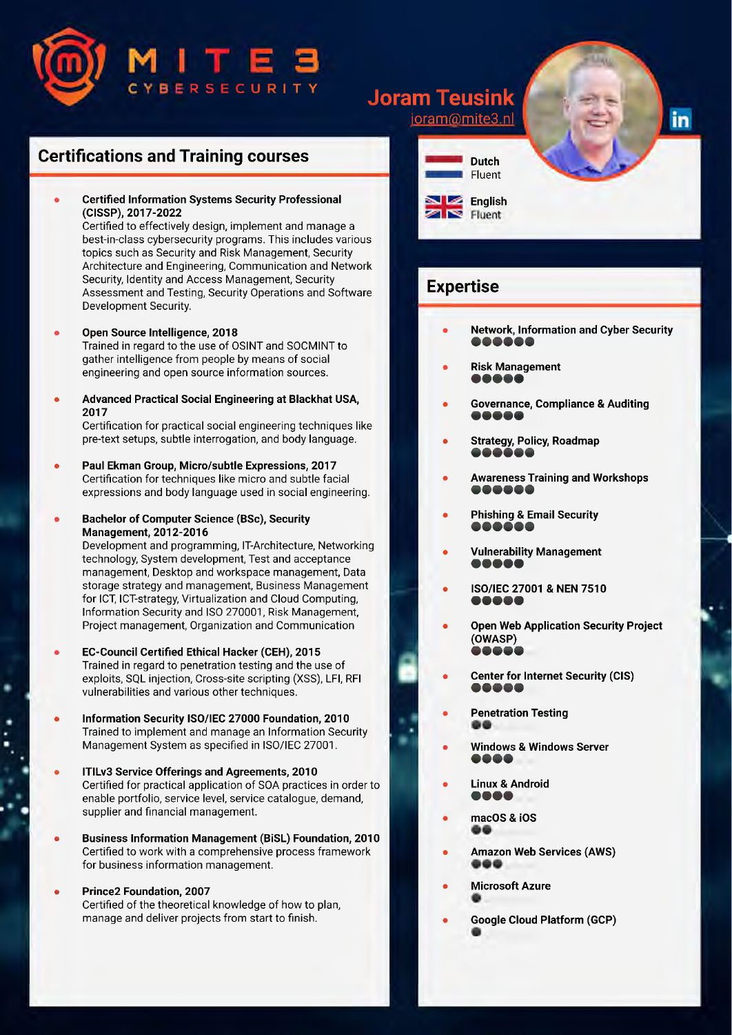# MITE3 CYBERSECURITY

## Joram Teusink

joram@mite3.nl

**Dutch**
Fluent

**English**
Fluent

## Certifications and Training courses

- **Certified Information Systems Security Professional (CISSP), 2017-2022**
  Certified to effectively design, implement and manage a best-in-class cybersecurity programs. This includes various topics such as Security and Risk Management, Security Architecture and Engineering, Communication and Network Security, Identity and Access Management, Security Assessment and Testing, Security Operations and Software Development Security.

- **Open Source Intelligence, 2018**
  Trained in regard to the use of OSINT and SOCMINT to gather intelligence from people by means of social engineering and open source information sources.

- **Advanced Practical Social Engineering at Blackhat USA, 2017**
  Certification for practical social engineering techniques like pre-text setups, subtle interrogation, and body language.

- **Paul Ekman Group, Micro/subtle Expressions, 2017**
  Certification for techniques like micro and subtle facial expressions and body language used in social engineering.

- **Bachelor of Computer Science (BSc), Security Management, 2012-2016**
  Development and programming, IT-Architecture, Networking technology, System development, Test and acceptance management, Desktop and workspace management, Data storage strategy and management, Business Management for ICT, ICT-strategy, Virtualization and Cloud Computing, Information Security and ISO 270001, Risk Management, Project management, Organization and Communication

- **EC-Council Certified Ethical Hacker (CEH), 2015**
  Trained in regard to penetration testing and the use of exploits, SQL injection, Cross-site scripting (XSS), LFI, RFI vulnerabilities and various other techniques.

- **Information Security ISO/IEC 27000 Foundation, 2010**
  Trained to implement and manage an Information Security Management System as specified in ISO/IEC 27001.

- **ITILv3 Service Offerings and Agreements, 2010**
  Certified for practical application of SOA practices in order to enable portfolio, service level, service catalogue, demand, supplier and financial management.

- **Business Information Management (BiSL) Foundation, 2010**
  Certified to work with a comprehensive process framework for business information management.

- **Prince2 Foundation, 2007**
  Certified of the theoretical knowledge of how to plan, manage and deliver projects from start to finish.

## Expertise

- **Network, Information and Cyber Security**
  ●●●●●●
- **Risk Management**
  ●●●●●
- **Governance, Compliance & Auditing**
  ●●●●●
- **Strategy, Policy, Roadmap**
  ●●●●●●
- **Awareness Training and Workshops**
  ●●●●●●
- **Phishing & Email Security**
  ●●●●●●
- **Vulnerability Management**
  ●●●●●
- **ISO/IEC 27001 & NEN 7510**
  ●●●●●
- **Open Web Application Security Project (OWASP)**
  ●●●●●
- **Center for Internet Security (CIS)**
  ●●●●●
- **Penetration Testing**
  ●●
- **Windows & Windows Server**
  ●●●●
- **Linux & Android**
  ●●●●
- **macOS & iOS**
  ●●
- **Amazon Web Services (AWS)**
  ●●●
- **Microsoft Azure**
  ●
- **Google Cloud Platform (GCP)**
  ●